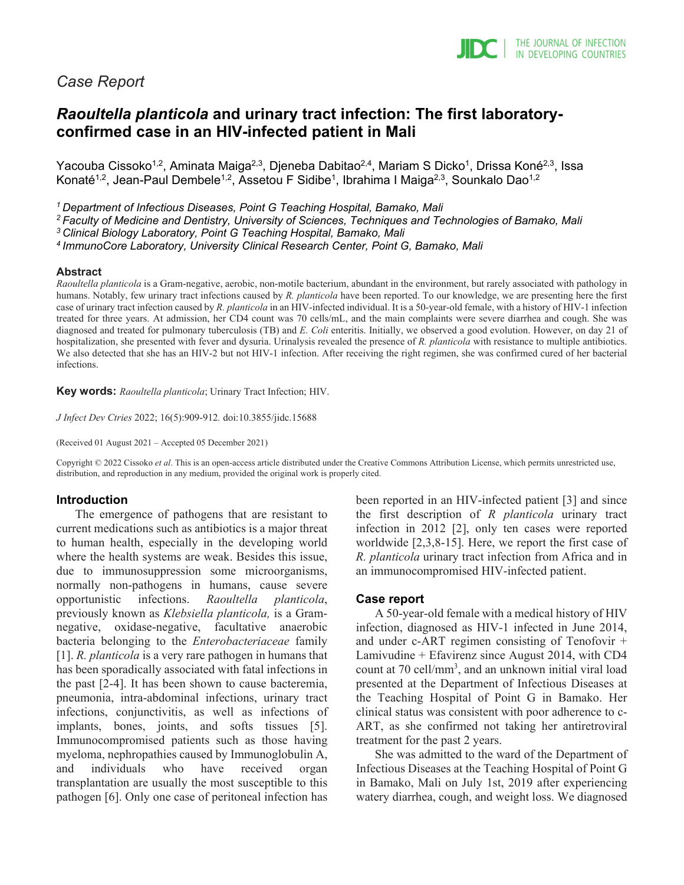*Case Report*

# *Raoultella planticola* and urinary tract infection: The first laboratory-confirmed case in an HIV-infected patient in Mali

Yacouba Cissoko[1,2], Aminata Maiga[2,3], Djeneba Dabitao[2,4], Mariam S Dicko[1], Drissa Koné[2,3], Issa Konaté[1,2], Jean-Paul Dembele[1,2], Assetou F Sidibe[1], Ibrahima I Maiga[2,3], Sounkalo Dao[1,2]

*[1] Department of Infectious Diseases, Point G Teaching Hospital, Bamako, Mali*
*[2] Faculty of Medicine and Dentistry, University of Sciences, Techniques and Technologies of Bamako, Mali*
*[3] Clinical Biology Laboratory, Point G Teaching Hospital, Bamako, Mali*
*[4] ImmunoCore Laboratory, University Clinical Research Center, Point G, Bamako, Mali*

## Abstract

*Raoultella planticola* is a Gram-negative, aerobic, non-motile bacterium, abundant in the environment, but rarely associated with pathology in humans. Notably, few urinary tract infections caused by *R. planticola* have been reported. To our knowledge, we are presenting here the first case of urinary tract infection caused by *R. planticola* in an HIV-infected individual. It is a 50-year-old female, with a history of HIV-1 infection treated for three years. At admission, her CD4 count was 70 cells/mL, and the main complaints were severe diarrhea and cough. She was diagnosed and treated for pulmonary tuberculosis (TB) and *E. Coli* enteritis. Initially, we observed a good evolution. However, on day 21 of hospitalization, she presented with fever and dysuria. Urinalysis revealed the presence of *R. planticola* with resistance to multiple antibiotics. We also detected that she has an HIV-2 but not HIV-1 infection. After receiving the right regimen, she was confirmed cured of her bacterial infections.

**Key words:** *Raoultella planticola*; Urinary Tract Infection; HIV.

*J Infect Dev Ctries* 2022; 16(5):909-912. doi:10.3855/jidc.15688

(Received 01 August 2021 – Accepted 05 December 2021)

Copyright © 2022 Cissoko *et al*. This is an open-access article distributed under the Creative Commons Attribution License, which permits unrestricted use, distribution, and reproduction in any medium, provided the original work is properly cited.

## Introduction

The emergence of pathogens that are resistant to current medications such as antibiotics is a major threat to human health, especially in the developing world where the health systems are weak. Besides this issue, due to immunosuppression some microorganisms, normally non-pathogens in humans, cause severe opportunistic infections. *Raoultella planticola*, previously known as *Klebsiella planticola,* is a Gram-negative, oxidase-negative, facultative anaerobic bacteria belonging to the *Enterobacteriaceae* family [1]. *R. planticola* is a very rare pathogen in humans that has been sporadically associated with fatal infections in the past [2-4]. It has been shown to cause bacteremia, pneumonia, intra-abdominal infections, urinary tract infections, conjunctivitis, as well as infections of implants, bones, joints, and softs tissues [5]. Immunocompromised patients such as those having myeloma, nephropathies caused by Immunoglobulin A, and individuals who have received organ transplantation are usually the most susceptible to this pathogen [6]. Only one case of peritoneal infection has been reported in an HIV-infected patient [3] and since the first description of *R planticola* urinary tract infection in 2012 [2], only ten cases were reported worldwide [2,3,8-15]. Here, we report the first case of *R. planticola* urinary tract infection from Africa and in an immunocompromised HIV-infected patient.

## Case report

A 50-year-old female with a medical history of HIV infection, diagnosed as HIV-1 infected in June 2014, and under c-ART regimen consisting of Tenofovir + Lamivudine + Efavirenz since August 2014, with CD4 count at 70 cell/mm$^3$, and an unknown initial viral load presented at the Department of Infectious Diseases at the Teaching Hospital of Point G in Bamako. Her clinical status was consistent with poor adherence to c-ART, as she confirmed not taking her antiretroviral treatment for the past 2 years.

She was admitted to the ward of the Department of Infectious Diseases at the Teaching Hospital of Point G in Bamako, Mali on July 1st, 2019 after experiencing watery diarrhea, cough, and weight loss. We diagnosed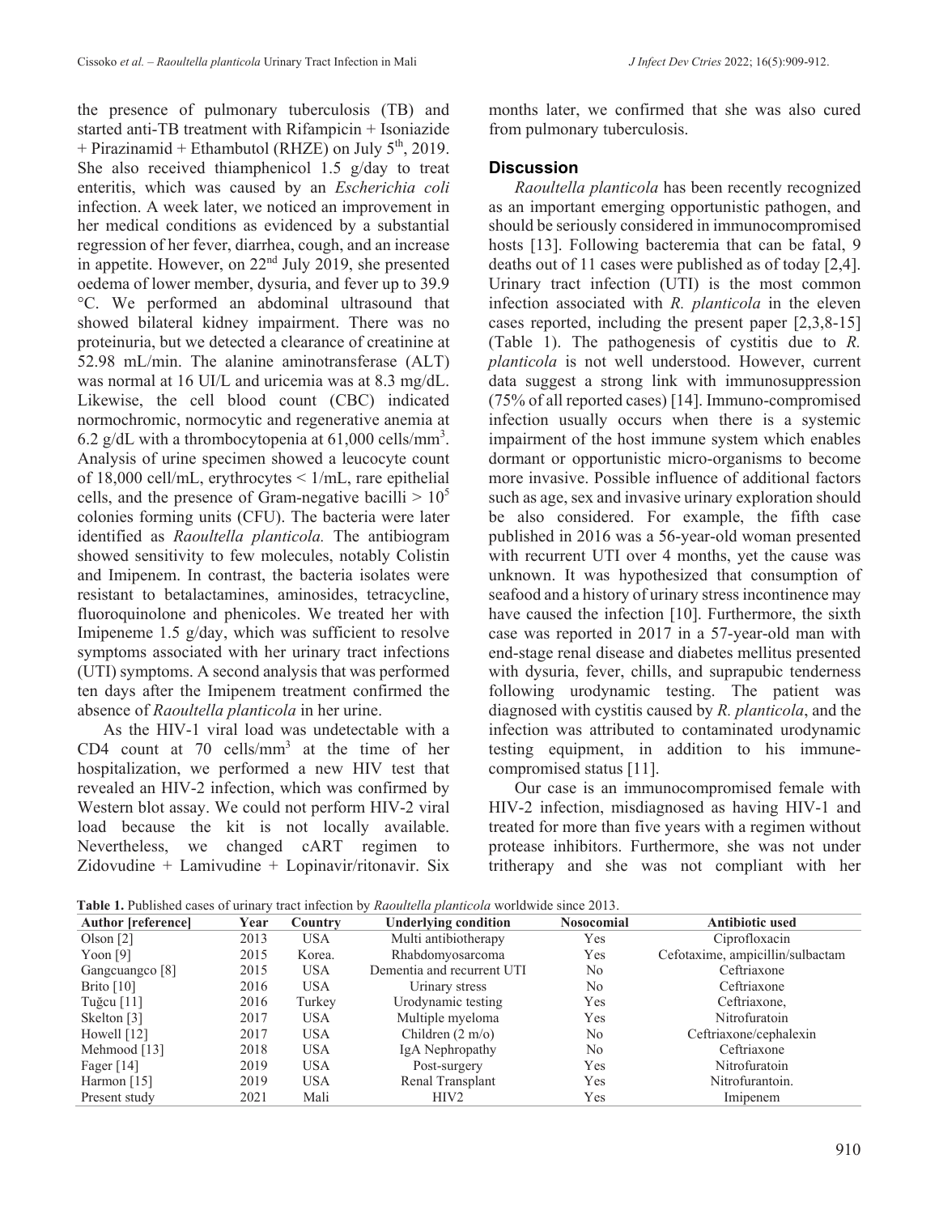the presence of pulmonary tuberculosis (TB) and started anti-TB treatment with Rifampicin + Isoniazide + Pirazinamid + Ethambutol (RHZE) on July 5th, 2019. She also received thiamphenicol 1.5 g/day to treat enteritis, which was caused by an *Escherichia coli* infection. A week later, we noticed an improvement in her medical conditions as evidenced by a substantial regression of her fever, diarrhea, cough, and an increase in appetite. However, on 22nd July 2019, she presented oedema of lower member, dysuria, and fever up to 39.9 °C. We performed an abdominal ultrasound that showed bilateral kidney impairment. There was no proteinuria, but we detected a clearance of creatinine at 52.98 mL/min. The alanine aminotransferase (ALT) was normal at 16 UI/L and uricemia was at 8.3 mg/dL. Likewise, the cell blood count (CBC) indicated normochromic, normocytic and regenerative anemia at 6.2 g/dL with a thrombocytopenia at 61,000 cells/mm$^3$. Analysis of urine specimen showed a leucocyte count of 18,000 cell/mL, erythrocytes < 1/mL, rare epithelial cells, and the presence of Gram-negative bacilli > $10^5$ colonies forming units (CFU). The bacteria were later identified as *Raoultella planticola.* The antibiogram showed sensitivity to few molecules, notably Colistin and Imipenem. In contrast, the bacteria isolates were resistant to betalactamines, aminosides, tetracycline, fluoroquinolone and phenicoles. We treated her with Imipeneme 1.5 g/day, which was sufficient to resolve symptoms associated with her urinary tract infections (UTI) symptoms. A second analysis that was performed ten days after the Imipenem treatment confirmed the absence of *Raoultella planticola* in her urine.

As the HIV-1 viral load was undetectable with a CD4 count at 70 cells/mm$^3$ at the time of her hospitalization, we performed a new HIV test that revealed an HIV-2 infection, which was confirmed by Western blot assay. We could not perform HIV-2 viral load because the kit is not locally available. Nevertheless, we changed cART regimen to Zidovudine + Lamivudine + Lopinavir/ritonavir. Six months later, we confirmed that she was also cured from pulmonary tuberculosis.

## Discussion

*Raoultella planticola* has been recently recognized as an important emerging opportunistic pathogen, and should be seriously considered in immunocompromised hosts [13]. Following bacteremia that can be fatal, 9 deaths out of 11 cases were published as of today [2,4]. Urinary tract infection (UTI) is the most common infection associated with *R. planticola* in the eleven cases reported, including the present paper [2,3,8-15] (Table 1). The pathogenesis of cystitis due to *R. planticola* is not well understood. However, current data suggest a strong link with immunosuppression (75% of all reported cases) [14]. Immuno-compromised infection usually occurs when there is a systemic impairment of the host immune system which enables dormant or opportunistic micro-organisms to become more invasive. Possible influence of additional factors such as age, sex and invasive urinary exploration should be also considered. For example, the fifth case published in 2016 was a 56-year-old woman presented with recurrent UTI over 4 months, yet the cause was unknown. It was hypothesized that consumption of seafood and a history of urinary stress incontinence may have caused the infection [10]. Furthermore, the sixth case was reported in 2017 in a 57-year-old man with end-stage renal disease and diabetes mellitus presented with dysuria, fever, chills, and suprapubic tenderness following urodynamic testing. The patient was diagnosed with cystitis caused by *R. planticola*, and the infection was attributed to contaminated urodynamic testing equipment, in addition to his immune-compromised status [11].

Our case is an immunocompromised female with HIV-2 infection, misdiagnosed as having HIV-1 and treated for more than five years with a regimen without protease inhibitors. Furthermore, she was not under tritherapy and she was not compliant with her

**Table 1.** Published cases of urinary tract infection by *Raoultella planticola* worldwide since 2013.

| Author [reference] | Year | Country | Underlying condition | Nosocomial | Antibiotic used |
|---|---|---|---|---|---|
| Olson [2] | 2013 | USA | Multi antibiotherapy | Yes | Ciprofloxacin |
| Yoon [9] | 2015 | Korea. | Rhabdomyosarcoma | Yes | Cefotaxime, ampicillin/sulbactam |
| Gangcuangco [8] | 2015 | USA | Dementia and recurrent UTI | No | Ceftriaxone |
| Brito [10] | 2016 | USA | Urinary stress | No | Ceftriaxone |
| Tuğcu [11] | 2016 | Turkey | Urodynamic testing | Yes | Ceftriaxone, |
| Skelton [3] | 2017 | USA | Multiple myeloma | Yes | Nitrofuratoin |
| Howell [12] | 2017 | USA | Children (2 m/o) | No | Ceftriaxone/cephalexin |
| Mehmood [13] | 2018 | USA | IgA Nephropathy | No | Ceftriaxone |
| Fager [14] | 2019 | USA | Post-surgery | Yes | Nitrofuratoin |
| Harmon [15] | 2019 | USA | Renal Transplant | Yes | Nitrofurantoin. |
| Present study | 2021 | Mali | HIV2 | Yes | Imipenem |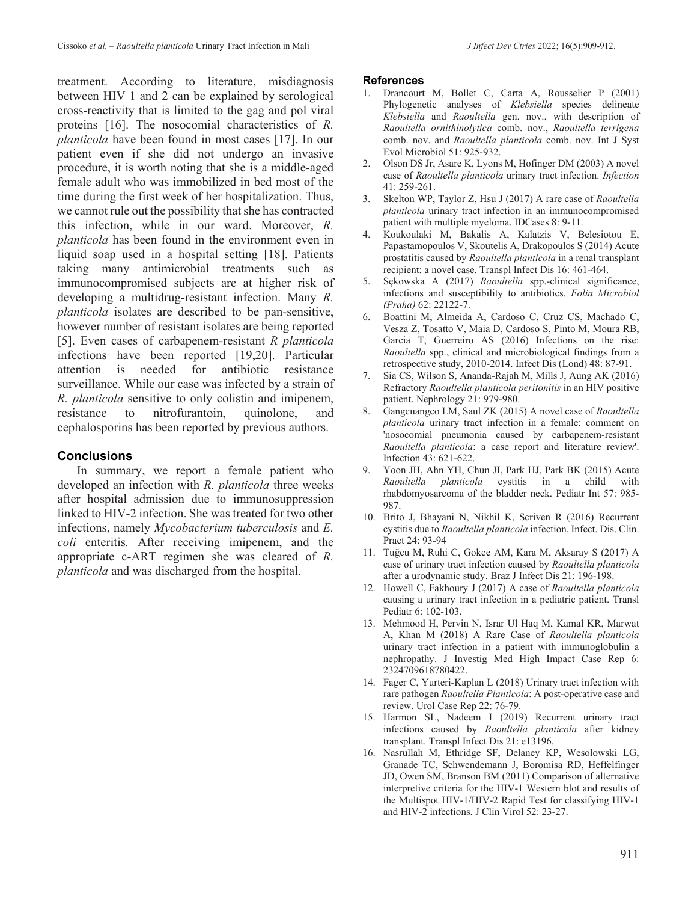treatment. According to literature, misdiagnosis between HIV 1 and 2 can be explained by serological cross-reactivity that is limited to the gag and pol viral proteins [16]. The nosocomial characteristics of *R. planticola* have been found in most cases [17]. In our patient even if she did not undergo an invasive procedure, it is worth noting that she is a middle-aged female adult who was immobilized in bed most of the time during the first week of her hospitalization. Thus, we cannot rule out the possibility that she has contracted this infection, while in our ward. Moreover, *R. planticola* has been found in the environment even in liquid soap used in a hospital setting [18]. Patients taking many antimicrobial treatments such as immunocompromised subjects are at higher risk of developing a multidrug-resistant infection. Many *R. planticola* isolates are described to be pan-sensitive, however number of resistant isolates are being reported [5]. Even cases of carbapenem-resistant *R planticola* infections have been reported [19,20]. Particular attention is needed for antibiotic resistance surveillance. While our case was infected by a strain of *R. planticola* sensitive to only colistin and imipenem, resistance to nitrofurantoin, quinolone, and cephalosporins has been reported by previous authors.

## Conclusions

In summary, we report a female patient who developed an infection with *R. planticola* three weeks after hospital admission due to immunosuppression linked to HIV-2 infection. She was treated for two other infections, namely *Mycobacterium tuberculosis* and *E. coli* enteritis. After receiving imipenem, and the appropriate c-ART regimen she was cleared of *R. planticola* and was discharged from the hospital.

## References

1. Drancourt M, Bollet C, Carta A, Rousselier P (2001) Phylogenetic analyses of *Klebsiella* species delineate *Klebsiella* and *Raoultella* gen. nov., with description of *Raoultella ornithinolytica* comb. nov., *Raoultella terrigena* comb. nov. and *Raoultella planticola* comb. nov. Int J Syst Evol Microbiol 51: 925-932.
2. Olson DS Jr, Asare K, Lyons M, Hofinger DM (2003) A novel case of *Raoultella planticola* urinary tract infection. *Infection* 41: 259-261.
3. Skelton WP, Taylor Z, Hsu J (2017) A rare case of *Raoultella planticola* urinary tract infection in an immunocompromised patient with multiple myeloma. IDCases 8: 9-11.
4. Koukoulaki M, Bakalis A, Kalatzis V, Belesiotou E, Papastamopoulos V, Skoutelis A, Drakopoulos S (2014) Acute prostatitis caused by *Raoultella planticola* in a renal transplant recipient: a novel case. Transpl Infect Dis 16: 461-464.
5. Sękowska A (2017) *Raoultella* spp.-clinical significance, infections and susceptibility to antibiotics. *Folia Microbiol (Praha)* 62: 22122-7.
6. Boattini M, Almeida A, Cardoso C, Cruz CS, Machado C, Vesza Z, Tosatto V, Maia D, Cardoso S, Pinto M, Moura RB, Garcia T, Guerreiro AS (2016) Infections on the rise: *Raoultella* spp., clinical and microbiological findings from a retrospective study, 2010-2014. Infect Dis (Lond) 48: 87-91.
7. Sia CS, Wilson S, Ananda-Rajah M, Mills J, Aung AK (2016) Refractory *Raoultella planticola peritonitis* in an HIV positive patient. Nephrology 21: 979-980.
8. Gangcuangco LM, Saul ZK (2015) A novel case of *Raoultella planticola* urinary tract infection in a female: comment on 'nosocomial pneumonia caused by carbapenem-resistant *Raoultella planticola*: a case report and literature review'. Infection 43: 621-622.
9. Yoon JH, Ahn YH, Chun JI, Park HJ, Park BK (2015) Acute *Raoultella planticola* cystitis in a child with rhabdomyosarcoma of the bladder neck. Pediatr Int 57: 985-987.
10. Brito J, Bhayani N, Nikhil K, Scriven R (2016) Recurrent cystitis due to *Raoultella planticola* infection. Infect. Dis. Clin. Pract 24: 93-94
11. Tuğcu M, Ruhi C, Gokce AM, Kara M, Aksaray S (2017) A case of urinary tract infection caused by *Raoultella planticola* after a urodynamic study. Braz J Infect Dis 21: 196-198.
12. Howell C, Fakhoury J (2017) A case of *Raoultella planticola* causing a urinary tract infection in a pediatric patient. Transl Pediatr 6: 102-103.
13. Mehmood H, Pervin N, Israr Ul Haq M, Kamal KR, Marwat A, Khan M (2018) A Rare Case of *Raoultella planticola* urinary tract infection in a patient with immunoglobulin a nephropathy. J Investig Med High Impact Case Rep 6: 2324709618780422.
14. Fager C, Yurteri-Kaplan L (2018) Urinary tract infection with rare pathogen *Raoultella Planticola*: A post-operative case and review. Urol Case Rep 22: 76-79.
15. Harmon SL, Nadeem I (2019) Recurrent urinary tract infections caused by *Raoultella planticola* after kidney transplant. Transpl Infect Dis 21: e13196.
16. Nasrullah M, Ethridge SF, Delaney KP, Wesolowski LG, Granade TC, Schwendemann J, Boromisa RD, Heffelfinger JD, Owen SM, Branson BM (2011) Comparison of alternative interpretive criteria for the HIV-1 Western blot and results of the Multispot HIV-1/HIV-2 Rapid Test for classifying HIV-1 and HIV-2 infections. J Clin Virol 52: 23-27.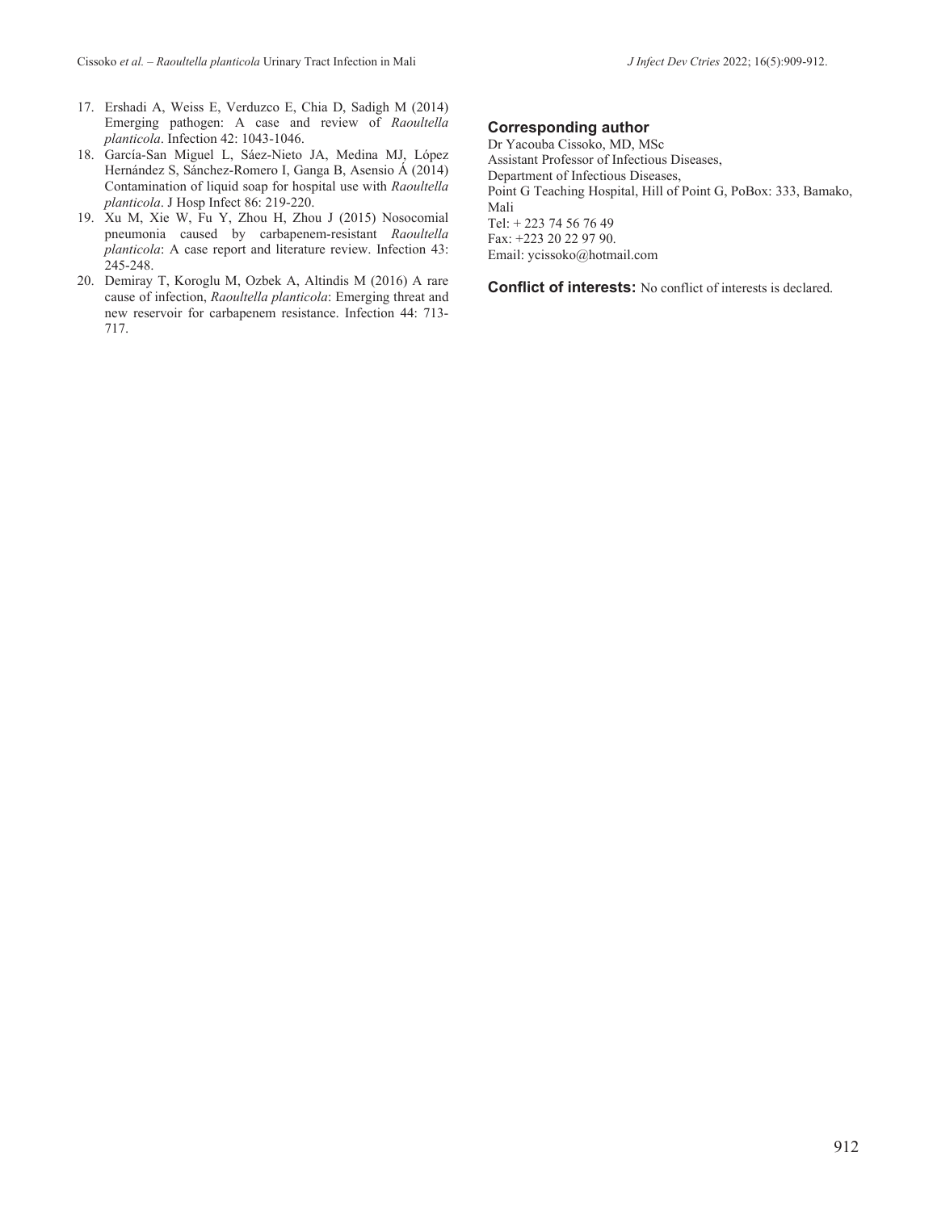17. Ershadi A, Weiss E, Verduzco E, Chia D, Sadigh M (2014) Emerging pathogen: A case and review of *Raoultella planticola*. Infection 42: 1043-1046.
18. García-San Miguel L, Sáez-Nieto JA, Medina MJ, López Hernández S, Sánchez-Romero I, Ganga B, Asensio Á (2014) Contamination of liquid soap for hospital use with *Raoultella planticola*. J Hosp Infect 86: 219-220.
19. Xu M, Xie W, Fu Y, Zhou H, Zhou J (2015) Nosocomial pneumonia caused by carbapenem-resistant *Raoultella planticola*: A case report and literature review. Infection 43: 245-248.
20. Demiray T, Koroglu M, Ozbek A, Altindis M (2016) A rare cause of infection, *Raoultella planticola*: Emerging threat and new reservoir for carbapenem resistance. Infection 44: 713-717.

### Corresponding author

Dr Yacouba Cissoko, MD, MSc
Assistant Professor of Infectious Diseases,
Department of Infectious Diseases,
Point G Teaching Hospital, Hill of Point G, PoBox: 333, Bamako, Mali
Tel: + 223 74 56 76 49
Fax: +223 20 22 97 90.
Email: ycissoko@hotmail.com

**Conflict of interests:** No conflict of interests is declared.